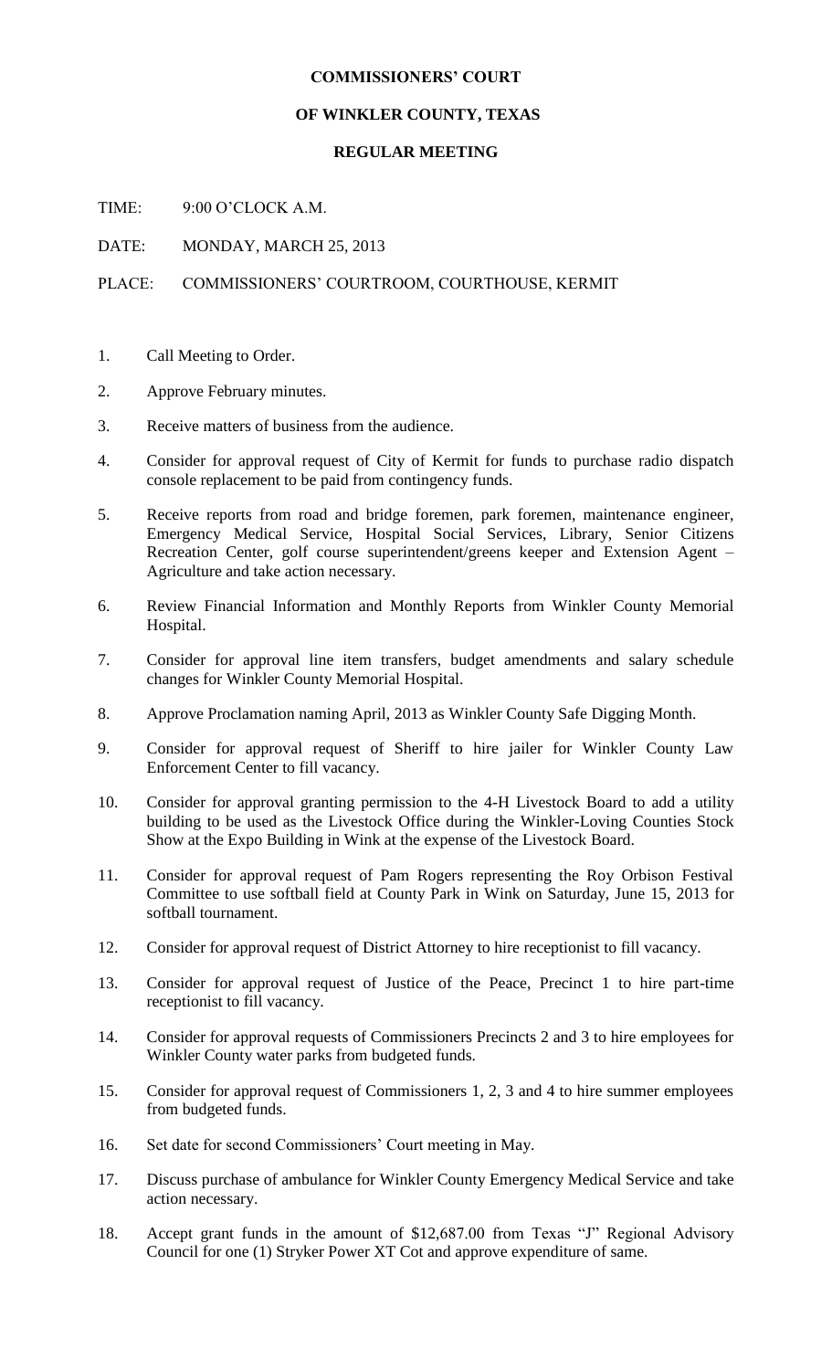**COMMISSIONERS' COURT**

**OF WINKLER COUNTY, TEXAS**

**REGULAR MEETING**

TIME: 9:00 O'CLOCK A.M.

DATE: MONDAY, MARCH 25, 2013

PLACE: COMMISSIONERS' COURTROOM, COURTHOUSE, KERMIT

1. Call Meeting to Order.
2. Approve February minutes.
3. Receive matters of business from the audience.
4. Consider for approval request of City of Kermit for funds to purchase radio dispatch console replacement to be paid from contingency funds.
5. Receive reports from road and bridge foremen, park foremen, maintenance engineer, Emergency Medical Service, Hospital Social Services, Library, Senior Citizens Recreation Center, golf course superintendent/greens keeper and Extension Agent – Agriculture and take action necessary.
6. Review Financial Information and Monthly Reports from Winkler County Memorial Hospital.
7. Consider for approval line item transfers, budget amendments and salary schedule changes for Winkler County Memorial Hospital.
8. Approve Proclamation naming April, 2013 as Winkler County Safe Digging Month.
9. Consider for approval request of Sheriff to hire jailer for Winkler County Law Enforcement Center to fill vacancy.
10. Consider for approval granting permission to the 4-H Livestock Board to add a utility building to be used as the Livestock Office during the Winkler-Loving Counties Stock Show at the Expo Building in Wink at the expense of the Livestock Board.
11. Consider for approval request of Pam Rogers representing the Roy Orbison Festival Committee to use softball field at County Park in Wink on Saturday, June 15, 2013 for softball tournament.
12. Consider for approval request of District Attorney to hire receptionist to fill vacancy.
13. Consider for approval request of Justice of the Peace, Precinct 1 to hire part-time receptionist to fill vacancy.
14. Consider for approval requests of Commissioners Precincts 2 and 3 to hire employees for Winkler County water parks from budgeted funds.
15. Consider for approval request of Commissioners 1, 2, 3 and 4 to hire summer employees from budgeted funds.
16. Set date for second Commissioners' Court meeting in May.
17. Discuss purchase of ambulance for Winkler County Emergency Medical Service and take action necessary.
18. Accept grant funds in the amount of $12,687.00 from Texas "J" Regional Advisory Council for one (1) Stryker Power XT Cot and approve expenditure of same.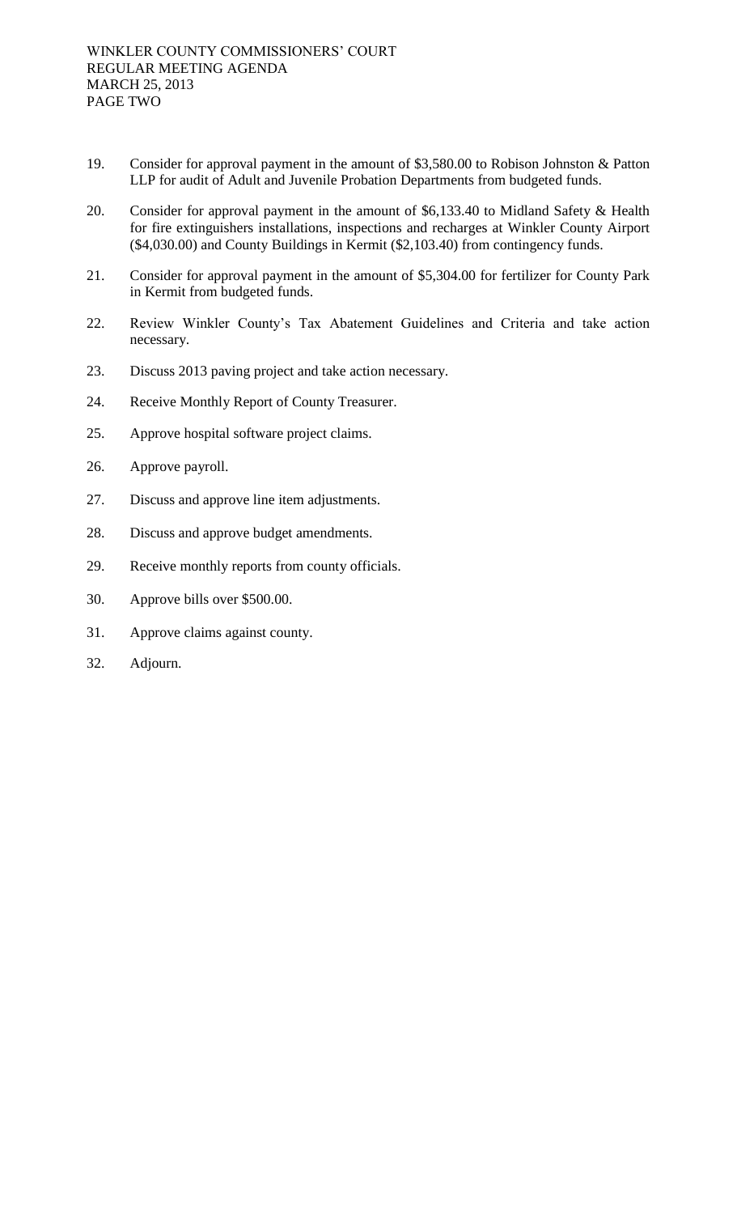19. Consider for approval payment in the amount of $3,580.00 to Robison Johnston & Patton LLP for audit of Adult and Juvenile Probation Departments from budgeted funds.

20. Consider for approval payment in the amount of $6,133.40 to Midland Safety & Health for fire extinguishers installations, inspections and recharges at Winkler County Airport ($4,030.00) and County Buildings in Kermit ($2,103.40) from contingency funds.

21. Consider for approval payment in the amount of $5,304.00 for fertilizer for County Park in Kermit from budgeted funds.

22. Review Winkler County's Tax Abatement Guidelines and Criteria and take action necessary.

23. Discuss 2013 paving project and take action necessary.

24. Receive Monthly Report of County Treasurer.

25. Approve hospital software project claims.

26. Approve payroll.

27. Discuss and approve line item adjustments.

28. Discuss and approve budget amendments.

29. Receive monthly reports from county officials.

30. Approve bills over $500.00.

31. Approve claims against county.

32. Adjourn.